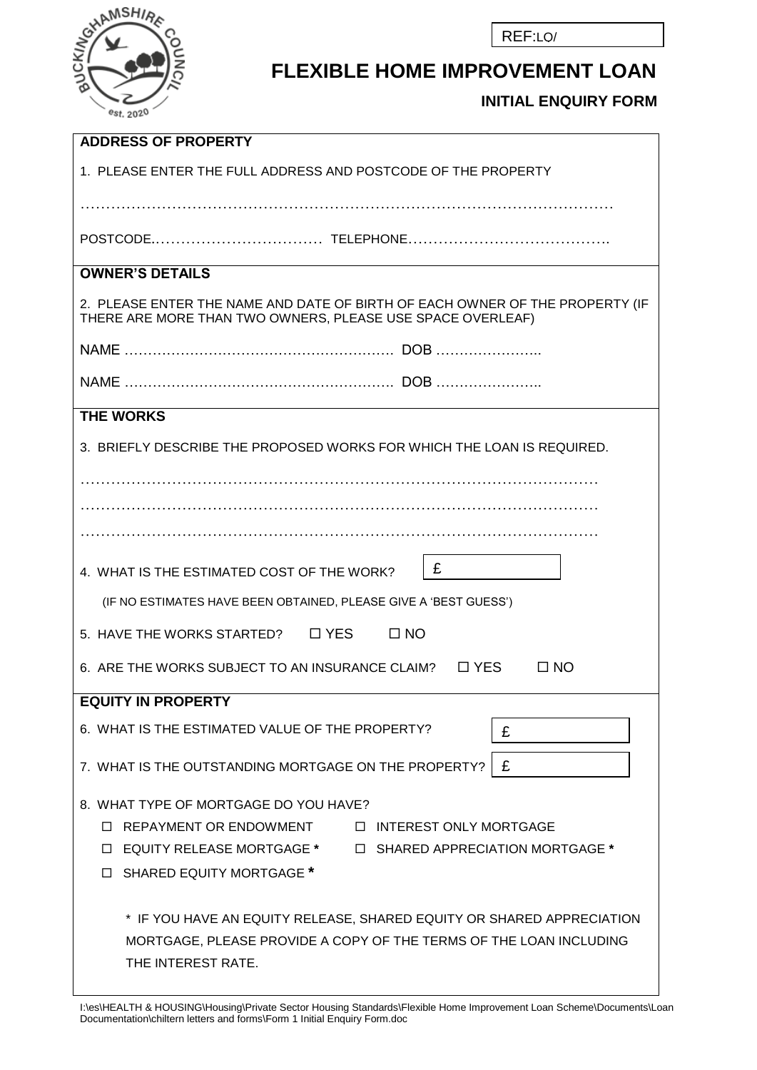REF:LO/

# FLEXIBLE HOME IMPROVEMENT LOAN

## INITIAL ENQUIRY FORM

**ADDRESS OF PROPERTY**

1. PLEASE ENTER THE FULL ADDRESS AND POSTCODE OF THE PROPERTY

…………………………………………………………………………………………………

POSTCODE……………………………… TELEPHONE………………………………….

**OWNER'S DETAILS**

2. PLEASE ENTER THE NAME AND DATE OF BIRTH OF EACH OWNER OF THE PROPERTY (IF THERE ARE MORE THAN TWO OWNERS, PLEASE USE SPACE OVERLEAF)

NAME …………………………………………………. DOB …………………..

NAME …………………………………………………. DOB …………………..

**THE WORKS**

3. BRIEFLY DESCRIBE THE PROPOSED WORKS FOR WHICH THE LOAN IS REQUIRED.

………………………………………………………………………………………

………………………………………………………………………………………

………………………………………………………………………………………

4. WHAT IS THE ESTIMATED COST OF THE WORK? £

(IF NO ESTIMATES HAVE BEEN OBTAINED, PLEASE GIVE A 'BEST GUESS')

5. HAVE THE WORKS STARTED? ☐ YES ☐ NO

6. ARE THE WORKS SUBJECT TO AN INSURANCE CLAIM? ☐ YES ☐ NO

**EQUITY IN PROPERTY**

6. WHAT IS THE ESTIMATED VALUE OF THE PROPERTY? £

7. WHAT IS THE OUTSTANDING MORTGAGE ON THE PROPERTY? £

8. WHAT TYPE OF MORTGAGE DO YOU HAVE?

☐ REPAYMENT OR ENDOWMENT ☐ INTEREST ONLY MORTGAGE

☐ EQUITY RELEASE MORTGAGE * ☐ SHARED APPRECIATION MORTGAGE *

☐ SHARED EQUITY MORTGAGE *

\* IF YOU HAVE AN EQUITY RELEASE, SHARED EQUITY OR SHARED APPRECIATION MORTGAGE, PLEASE PROVIDE A COPY OF THE TERMS OF THE LOAN INCLUDING THE INTEREST RATE.

I:\es\HEALTH & HOUSING\Housing\Private Sector Housing Standards\Flexible Home Improvement Loan Scheme\Documents\Loan Documentation\chiltern letters and forms\Form 1 Initial Enquiry Form.doc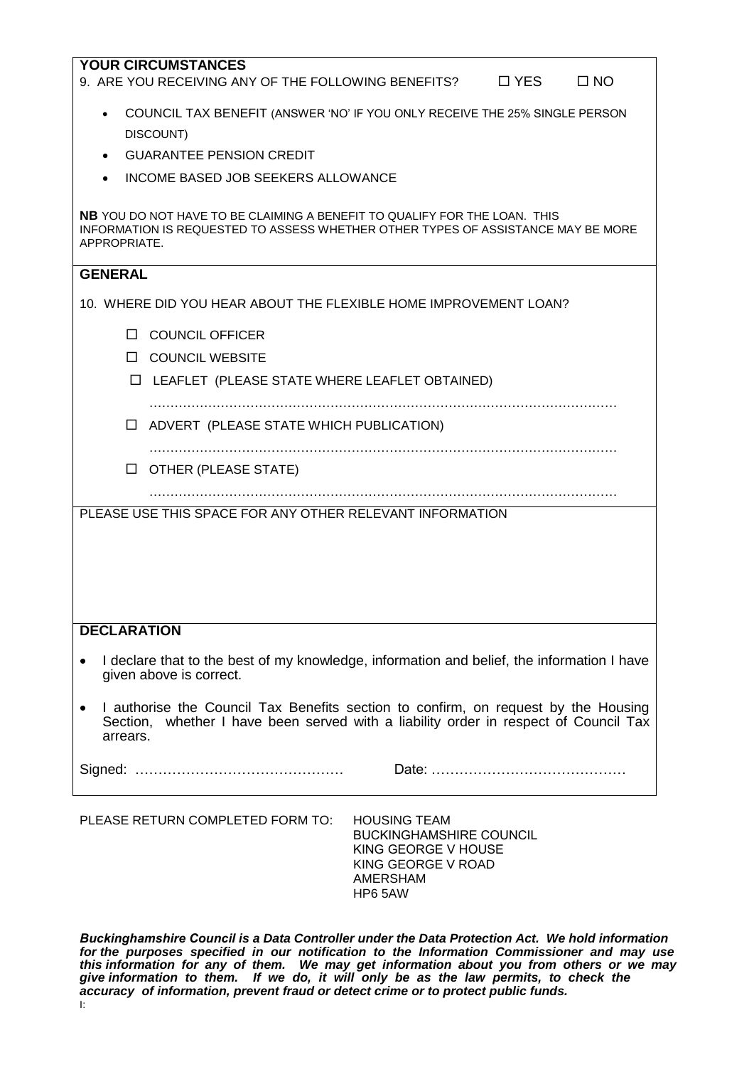## YOUR CIRCUMSTANCES

9. ARE YOU RECEIVING ANY OF THE FOLLOWING BENEFITS? ☐ YES ☐ NO

- COUNCIL TAX BENEFIT (ANSWER 'NO' IF YOU ONLY RECEIVE THE 25% SINGLE PERSON DISCOUNT)
- GUARANTEE PENSION CREDIT
- INCOME BASED JOB SEEKERS ALLOWANCE

**NB** YOU DO NOT HAVE TO BE CLAIMING A BENEFIT TO QUALIFY FOR THE LOAN. THIS INFORMATION IS REQUESTED TO ASSESS WHETHER OTHER TYPES OF ASSISTANCE MAY BE MORE APPROPRIATE.

## GENERAL

10. WHERE DID YOU HEAR ABOUT THE FLEXIBLE HOME IMPROVEMENT LOAN?

☐ COUNCIL OFFICER

☐ COUNCIL WEBSITE

☐ LEAFLET (PLEASE STATE WHERE LEAFLET OBTAINED)

……………………………………………………………………………………………………

☐ ADVERT (PLEASE STATE WHICH PUBLICATION)

……………………………………………………………………………………………………

☐ OTHER (PLEASE STATE)

……………………………………………………………………………………………………

PLEASE USE THIS SPACE FOR ANY OTHER RELEVANT INFORMATION

## DECLARATION

- I declare that to the best of my knowledge, information and belief, the information I have given above is correct.
- I authorise the Council Tax Benefits section to confirm, on request by the Housing Section, whether I have been served with a liability order in respect of Council Tax arrears.

Signed: ……………………………………… Date: ……………………………………

PLEASE RETURN COMPLETED FORM TO: HOUSING TEAM
BUCKINGHAMSHIRE COUNCIL
KING GEORGE V HOUSE
KING GEORGE V ROAD
AMERSHAM
HP6 5AW

***Buckinghamshire Council is a Data Controller under the Data Protection Act. We hold information for the purposes specified in our notification to the Information Commissioner and may use this information for any of them. We may get information about you from others or we may give information to them. If we do, it will only be as the law permits, to check the accuracy of information, prevent fraud or detect crime or to protect public funds.***

I: